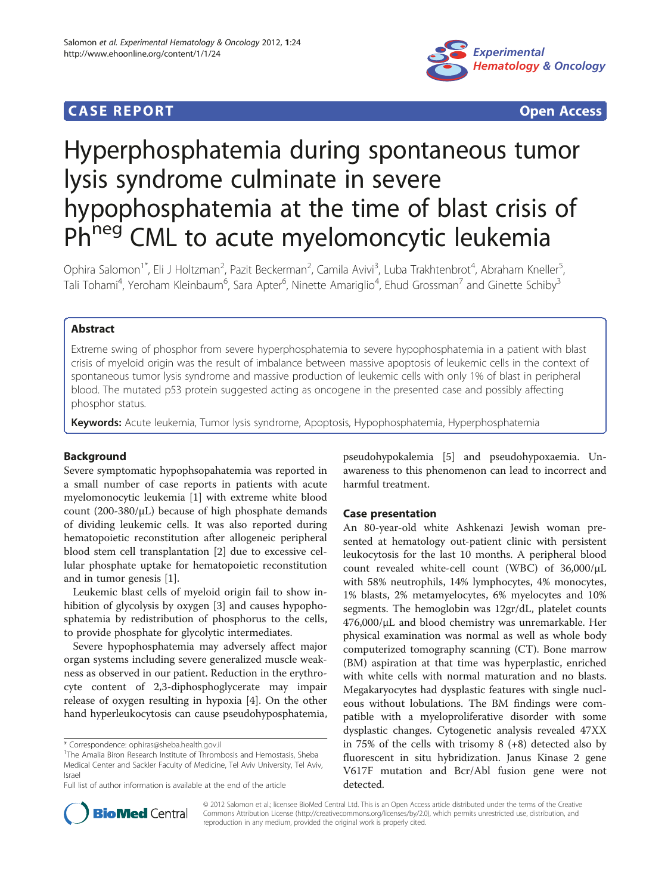CASE REPORT Open Access

# Hyperphosphatemia during spontaneous tumor lysis syndrome culminate in severe hypophosphatemia at the time of blast crisis of Ph$^{neg}$ CML to acute myelomoncytic leukemia

Ophira Salomon[1*], Eli J Holtzman[2], Pazit Beckerman[2], Camila Avivi[3], Luba Trakhtenbrot[4], Abraham Kneller[5], Tali Tohami[4], Yeroham Kleinbaum[6], Sara Apter[6], Ninette Amariglio[4], Ehud Grossman[7] and Ginette Schiby[3]

## Abstract

Extreme swing of phosphor from severe hyperphosphatemia to severe hypophosphatemia in a patient with blast crisis of myeloid origin was the result of imbalance between massive apoptosis of leukemic cells in the context of spontaneous tumor lysis syndrome and massive production of leukemic cells with only 1% of blast in peripheral blood. The mutated p53 protein suggested acting as oncogene in the presented case and possibly affecting phosphor status.

**Keywords:** Acute leukemia, Tumor lysis syndrome, Apoptosis, Hypophosphatemia, Hyperphosphatemia

## Background

Severe symptomatic hypophsopahatemia was reported in a small number of case reports in patients with acute myelomonocytic leukemia [1] with extreme white blood count (200-380/μL) because of high phosphate demands of dividing leukemic cells. It was also reported during hematopoietic reconstitution after allogeneic peripheral blood stem cell transplantation [2] due to excessive cellular phosphate uptake for hematopoietic reconstitution and in tumor genesis [1].

Leukemic blast cells of myeloid origin fail to show inhibition of glycolysis by oxygen [3] and causes hypophosphatemia by redistribution of phosphorus to the cells, to provide phosphate for glycolytic intermediates.

Severe hypophosphatemia may adversely affect major organ systems including severe generalized muscle weakness as observed in our patient. Reduction in the erythrocyte content of 2,3-diphosphoglycerate may impair release of oxygen resulting in hypoxia [4]. On the other hand hyperleukocytosis can cause pseudohyposphatemia, pseudohypokalemia [5] and pseudohypoxaemia. Unawareness to this phenomenon can lead to incorrect and harmful treatment.

## Case presentation

An 80-year-old white Ashkenazi Jewish woman presented at hematology out-patient clinic with persistent leukocytosis for the last 10 months. A peripheral blood count revealed white-cell count (WBC) of 36,000/μL with 58% neutrophils, 14% lymphocytes, 4% monocytes, 1% blasts, 2% metamyelocytes, 6% myelocytes and 10% segments. The hemoglobin was 12gr/dL, platelet counts 476,000/μL and blood chemistry was unremarkable. Her physical examination was normal as well as whole body computerized tomography scanning (CT). Bone marrow (BM) aspiration at that time was hyperplastic, enriched with white cells with normal maturation and no blasts. Megakaryocytes had dysplastic features with single nucleous without lobulations. The BM findings were compatible with a myeloproliferative disorder with some dysplastic changes. Cytogenetic analysis revealed 47XX in 75% of the cells with trisomy 8 (+8) detected also by fluorescent in situ hybridization. Janus Kinase 2 gene V617F mutation and Bcr/Abl fusion gene were not detected.

\* Correspondence: ophiras@sheba.health.gov.il
[1]The Amalia Biron Research Institute of Thrombosis and Hemostasis, Sheba Medical Center and Sackler Faculty of Medicine, Tel Aviv University, Tel Aviv, Israel
Full list of author information is available at the end of the article

© 2012 Salomon et al.; licensee BioMed Central Ltd. This is an Open Access article distributed under the terms of the Creative Commons Attribution License (http://creativecommons.org/licenses/by/2.0), which permits unrestricted use, distribution, and reproduction in any medium, provided the original work is properly cited.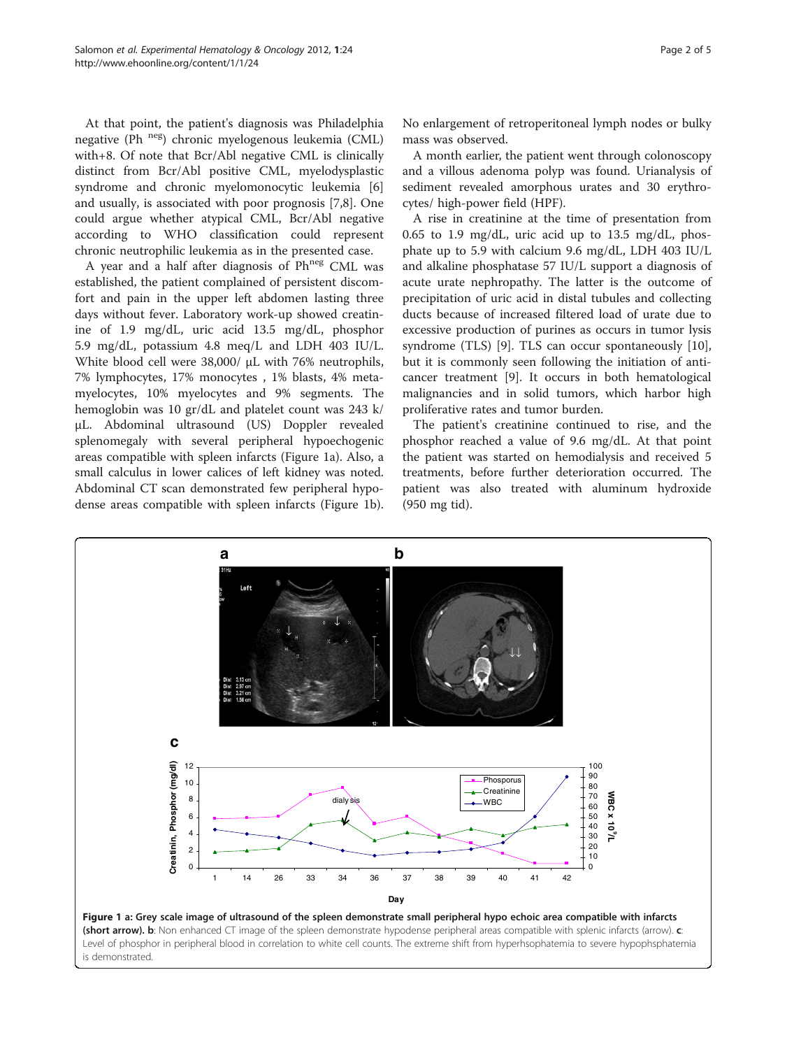At that point, the patient's diagnosis was Philadelphia negative (Ph [neg]) chronic myelogenous leukemia (CML) with+8. Of note that Bcr/Abl negative CML is clinically distinct from Bcr/Abl positive CML, myelodysplastic syndrome and chronic myelomonocytic leukemia [6] and usually, is associated with poor prognosis [7,8]. One could argue whether atypical CML, Bcr/Abl negative according to WHO classification could represent chronic neutrophilic leukemia as in the presented case.

A year and a half after diagnosis of Ph[neg] CML was established, the patient complained of persistent discomfort and pain in the upper left abdomen lasting three days without fever. Laboratory work-up showed creatinine of 1.9 mg/dL, uric acid 13.5 mg/dL, phosphor 5.9 mg/dL, potassium 4.8 meq/L and LDH 403 IU/L. White blood cell were 38,000/ μL with 76% neutrophils, 7% lymphocytes, 17% monocytes , 1% blasts, 4% metamyelocytes, 10% myelocytes and 9% segments. The hemoglobin was 10 gr/dL and platelet count was 243 k/μL. Abdominal ultrasound (US) Doppler revealed splenomegaly with several peripheral hypoechogenic areas compatible with spleen infarcts (Figure 1a). Also, a small calculus in lower calices of left kidney was noted. Abdominal CT scan demonstrated few peripheral hypodense areas compatible with spleen infarcts (Figure 1b). No enlargement of retroperitoneal lymph nodes or bulky mass was observed.

A month earlier, the patient went through colonoscopy and a villous adenoma polyp was found. Urianalysis of sediment revealed amorphous urates and 30 erythrocytes/ high-power field (HPF).

A rise in creatinine at the time of presentation from 0.65 to 1.9 mg/dL, uric acid up to 13.5 mg/dL, phosphate up to 5.9 with calcium 9.6 mg/dL, LDH 403 IU/L and alkaline phosphatase 57 IU/L support a diagnosis of acute urate nephropathy. The latter is the outcome of precipitation of uric acid in distal tubules and collecting ducts because of increased filtered load of urate due to excessive production of purines as occurs in tumor lysis syndrome (TLS) [9]. TLS can occur spontaneously [10], but it is commonly seen following the initiation of anticancer treatment [9]. It occurs in both hematological malignancies and in solid tumors, which harbor high proliferative rates and tumor burden.

The patient's creatinine continued to rise, and the phosphor reached a value of 9.6 mg/dL. At that point the patient was started on hemodialysis and received 5 treatments, before further deterioration occurred. The patient was also treated with aluminum hydroxide (950 mg tid).

**Figure 1 a: Grey scale image of ultrasound of the spleen demonstrate small peripheral hypo echoic area compatible with infarcts (short arrow). b**: Non enhanced CT image of the spleen demonstrate hypodense peripheral areas compatible with splenic infarcts (arrow). **c**: Level of phosphor in peripheral blood in correlation to white cell counts. The extreme shift from hyperhsophatemia to severe hypophsphatemia is demonstrated.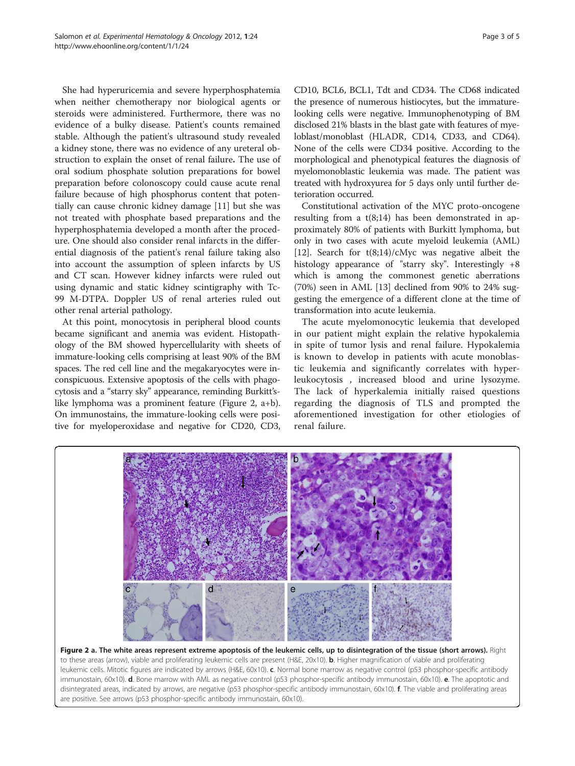She had hyperuricemia and severe hyperphosphatemia when neither chemotherapy nor biological agents or steroids were administered. Furthermore, there was no evidence of a bulky disease. Patient's counts remained stable. Although the patient's ultrasound study revealed a kidney stone, there was no evidence of any ureteral obstruction to explain the onset of renal failure**.** The use of oral sodium phosphate solution preparations for bowel preparation before colonoscopy could cause acute renal failure because of high phosphorus content that potentially can cause chronic kidney damage [11] but she was not treated with phosphate based preparations and the hyperphosphatemia developed a month after the procedure. One should also consider renal infarcts in the differential diagnosis of the patient's renal failure taking also into account the assumption of spleen infarcts by US and CT scan. However kidney infarcts were ruled out using dynamic and static kidney scintigraphy with Tc-99 M-DTPA. Doppler US of renal arteries ruled out other renal arterial pathology.

At this point, monocytosis in peripheral blood counts became significant and anemia was evident. Histopathology of the BM showed hypercellularity with sheets of immature-looking cells comprising at least 90% of the BM spaces. The red cell line and the megakaryocytes were inconspicuous. Extensive apoptosis of the cells with phagocytosis and a "starry sky" appearance, reminding Burkitt's-like lymphoma was a prominent feature (Figure 2, a+b). On immunostains, the immature-looking cells were positive for myeloperoxidase and negative for CD20, CD3, CD10, BCL6, BCL1, Tdt and CD34. The CD68 indicated the presence of numerous histiocytes, but the immature-looking cells were negative. Immunophenotyping of BM disclosed 21% blasts in the blast gate with features of myeloblast/monoblast (HLADR, CD14, CD33, and CD64). None of the cells were CD34 positive. According to the morphological and phenotypical features the diagnosis of myelomonoblastic leukemia was made. The patient was treated with hydroxyurea for 5 days only until further deterioration occurred.

Constitutional activation of the MYC proto-oncogene resulting from a t(8;14) has been demonstrated in approximately 80% of patients with Burkitt lymphoma, but only in two cases with acute myeloid leukemia (AML) [12]. Search for t(8;14)/cMyc was negative albeit the histology appearance of "starry sky". Interestingly +8 which is among the commonest genetic aberrations (70%) seen in AML [13] declined from 90% to 24% suggesting the emergence of a different clone at the time of transformation into acute leukemia.

The acute myelomonocytic leukemia that developed in our patient might explain the relative hypokalemia in spite of tumor lysis and renal failure. Hypokalemia is known to develop in patients with acute monoblastic leukemia and significantly correlates with hyperleukocytosis , increased blood and urine lysozyme. The lack of hyperkalemia initially raised questions regarding the diagnosis of TLS and prompted the aforementioned investigation for other etiologies of renal failure.

**Figure 2 a. The white areas represent extreme apoptosis of the leukemic cells, up to disintegration of the tissue (short arrows).** Right to these areas (arrow), viable and proliferating leukemic cells are present (H&E, 20x10). **b**. Higher magnification of viable and proliferating leukemic cells. Mitotic figures are indicated by arrows (H&E, 60x10). **c**. Normal bone marrow as negative control (p53 phosphor-specific antibody immunostain, 60x10). **d**. Bone marrow with AML as negative control (p53 phosphor-specific antibody immunostain, 60x10). **e**. The apoptotic and disintegrated areas, indicated by arrows, are negative (p53 phosphor-specific antibody immunostain, 60x10). **f**. The viable and proliferating areas are positive. See arrows (p53 phosphor-specific antibody immunostain, 60x10).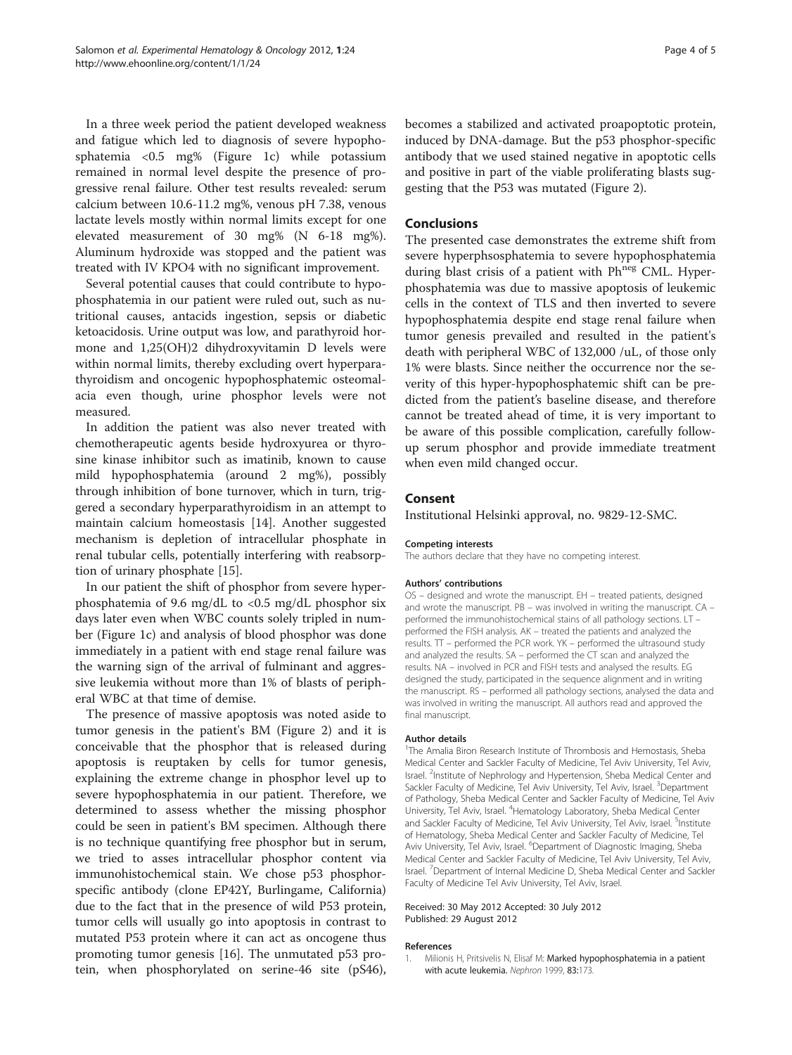In a three week period the patient developed weakness and fatigue which led to diagnosis of severe hypophosphatemia <0.5 mg% (Figure 1c) while potassium remained in normal level despite the presence of progressive renal failure. Other test results revealed: serum calcium between 10.6-11.2 mg%, venous pH 7.38, venous lactate levels mostly within normal limits except for one elevated measurement of 30 mg% (N 6-18 mg%). Aluminum hydroxide was stopped and the patient was treated with IV KPO4 with no significant improvement.

Several potential causes that could contribute to hypophosphatemia in our patient were ruled out, such as nutritional causes, antacids ingestion, sepsis or diabetic ketoacidosis. Urine output was low, and parathyroid hormone and 1,25(OH)2 dihydroxyvitamin D levels were within normal limits, thereby excluding overt hyperparathyroidism and oncogenic hypophosphatemic osteomalacia even though, urine phosphor levels were not measured.

In addition the patient was also never treated with chemotherapeutic agents beside hydroxyurea or thyrosine kinase inhibitor such as imatinib, known to cause mild hypophosphatemia (around 2 mg%), possibly through inhibition of bone turnover, which in turn, triggered a secondary hyperparathyroidism in an attempt to maintain calcium homeostasis [14]. Another suggested mechanism is depletion of intracellular phosphate in renal tubular cells, potentially interfering with reabsorption of urinary phosphate [15].

In our patient the shift of phosphor from severe hyperphosphatemia of 9.6 mg/dL to <0.5 mg/dL phosphor six days later even when WBC counts solely tripled in number (Figure 1c) and analysis of blood phosphor was done immediately in a patient with end stage renal failure was the warning sign of the arrival of fulminant and aggressive leukemia without more than 1% of blasts of peripheral WBC at that time of demise.

The presence of massive apoptosis was noted aside to tumor genesis in the patient's BM (Figure 2) and it is conceivable that the phosphor that is released during apoptosis is reuptaken by cells for tumor genesis, explaining the extreme change in phosphor level up to severe hypophosphatemia in our patient. Therefore, we determined to assess whether the missing phosphor could be seen in patient's BM specimen. Although there is no technique quantifying free phosphor but in serum, we tried to asses intracellular phosphor content via immunohistochemical stain. We chose p53 phosphor-specific antibody (clone EP42Y, Burlingame, California) due to the fact that in the presence of wild P53 protein, tumor cells will usually go into apoptosis in contrast to mutated P53 protein where it can act as oncogene thus promoting tumor genesis [16]. The unmutated p53 protein, when phosphorylated on serine-46 site (pS46), becomes a stabilized and activated proapoptotic protein, induced by DNA-damage. But the p53 phosphor-specific antibody that we used stained negative in apoptotic cells and positive in part of the viable proliferating blasts suggesting that the P53 was mutated (Figure 2).

## Conclusions

The presented case demonstrates the extreme shift from severe hyperphsosphatemia to severe hypophosphatemia during blast crisis of a patient with $Ph^{neg}$ CML. Hyperphosphatemia was due to massive apoptosis of leukemic cells in the context of TLS and then inverted to severe hypophosphatemia despite end stage renal failure when tumor genesis prevailed and resulted in the patient's death with peripheral WBC of 132,000 /uL, of those only 1% were blasts. Since neither the occurrence nor the severity of this hyper-hypophosphatemic shift can be predicted from the patient's baseline disease, and therefore cannot be treated ahead of time, it is very important to be aware of this possible complication, carefully follow-up serum phosphor and provide immediate treatment when even mild changed occur.

## Consent

Institutional Helsinki approval, no. 9829-12-SMC.

#### Competing interests

The authors declare that they have no competing interest.

#### Authors' contributions

OS – designed and wrote the manuscript. EH – treated patients, designed and wrote the manuscript. PB – was involved in writing the manuscript. CA – performed the immunohistochemical stains of all pathology sections. LT – performed the FISH analysis. AK – treated the patients and analyzed the results. TT – performed the PCR work. YK – performed the ultrasound study and analyzed the results. SA – performed the CT scan and analyzed the results. NA – involved in PCR and FISH tests and analysed the results. EG designed the study, participated in the sequence alignment and in writing the manuscript. RS – performed all pathology sections, analysed the data and was involved in writing the manuscript. All authors read and approved the final manuscript.

#### Author details

[1]The Amalia Biron Research Institute of Thrombosis and Hemostasis, Sheba Medical Center and Sackler Faculty of Medicine, Tel Aviv University, Tel Aviv, Israel. [2]Institute of Nephrology and Hypertension, Sheba Medical Center and Sackler Faculty of Medicine, Tel Aviv University, Tel Aviv, Israel. [3]Department of Pathology, Sheba Medical Center and Sackler Faculty of Medicine, Tel Aviv University, Tel Aviv, Israel. [4]Hematology Laboratory, Sheba Medical Center and Sackler Faculty of Medicine, Tel Aviv University, Tel Aviv, Israel. [5]Institute of Hematology, Sheba Medical Center and Sackler Faculty of Medicine, Tel Aviv University, Tel Aviv, Israel. [6]Department of Diagnostic Imaging, Sheba Medical Center and Sackler Faculty of Medicine, Tel Aviv University, Tel Aviv, Israel. [7]Department of Internal Medicine D, Sheba Medical Center and Sackler Faculty of Medicine Tel Aviv University, Tel Aviv, Israel.

Received: 30 May 2012 Accepted: 30 July 2012
Published: 29 August 2012

#### References

1. Milionis H, Pritsivelis N, Elisaf M: **Marked hypophosphatemia in a patient with acute leukemia.** *Nephron* 1999, **83**:173.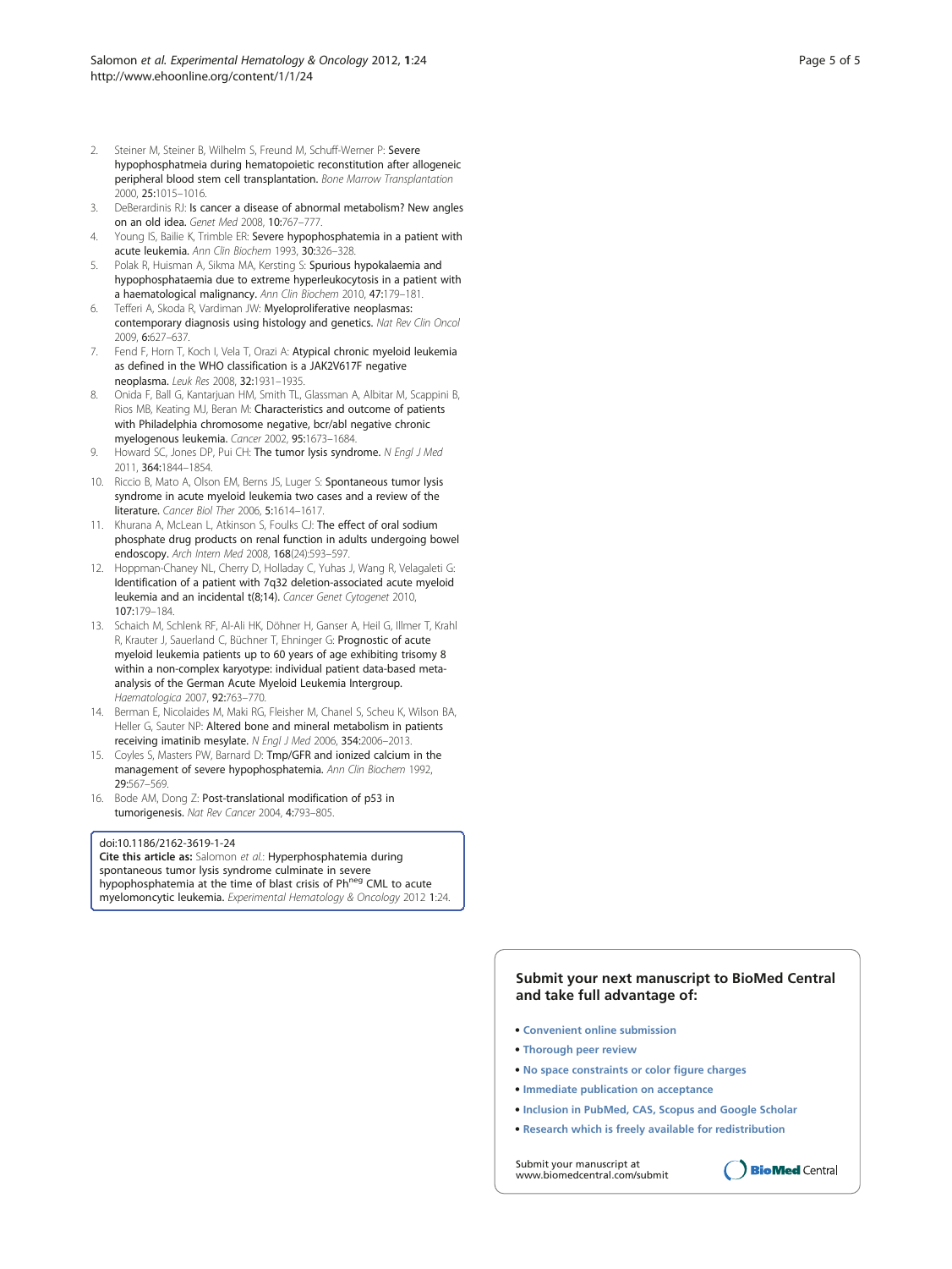2. Steiner M, Steiner B, Wilhelm S, Freund M, Schuff-Werner P: **Severe hypophosphatmeia during hematopoietic reconstitution after allogeneic peripheral blood stem cell transplantation.** *Bone Marrow Transplantation* 2000, **25:**1015–1016.
3. DeBerardinis RJ: **Is cancer a disease of abnormal metabolism? New angles on an old idea.** *Genet Med* 2008, **10:**767–777.
4. Young IS, Bailie K, Trimble ER: **Severe hypophosphatemia in a patient with acute leukemia.** *Ann Clin Biochem* 1993, **30:**326–328.
5. Polak R, Huisman A, Sikma MA, Kersting S: **Spurious hypokalaemia and hypophosphataemia due to extreme hyperleukocytosis in a patient with a haematological malignancy.** *Ann Clin Biochem* 2010, **47:**179–181.
6. Tefferi A, Skoda R, Vardiman JW: **Myeloproliferative neoplasmas: contemporary diagnosis using histology and genetics.** *Nat Rev Clin Oncol* 2009, **6:**627–637.
7. Fend F, Horn T, Koch I, Vela T, Orazi A: **Atypical chronic myeloid leukemia as defined in the WHO classification is a JAK2V617F negative neoplasma.** *Leuk Res* 2008, **32:**1931–1935.
8. Onida F, Ball G, Kantarjuan HM, Smith TL, Glassman A, Albitar M, Scappini B, Rios MB, Keating MJ, Beran M: **Characteristics and outcome of patients with Philadelphia chromosome negative, bcr/abl negative chronic myelogenous leukemia.** *Cancer* 2002, **95:**1673–1684.
9. Howard SC, Jones DP, Pui CH: **The tumor lysis syndrome.** *N Engl J Med* 2011, **364:**1844–1854.
10. Riccio B, Mato A, Olson EM, Berns JS, Luger S: **Spontaneous tumor lysis syndrome in acute myeloid leukemia two cases and a review of the literature.** *Cancer Biol Ther* 2006, **5:**1614–1617.
11. Khurana A, McLean L, Atkinson S, Foulks CJ: **The effect of oral sodium phosphate drug products on renal function in adults undergoing bowel endoscopy.** *Arch Intern Med* 2008, **168**(24):593–597.
12. Hoppman-Chaney NL, Cherry D, Holladay C, Yuhas J, Wang R, Velagaleti G: **Identification of a patient with 7q32 deletion-associated acute myeloid leukemia and an incidental t(8;14).** *Cancer Genet Cytogenet* 2010, **107:**179–184.
13. Schaich M, Schlenk RF, Al-Ali HK, Döhner H, Ganser A, Heil G, Illmer T, Krahl R, Krauter J, Sauerland C, Büchner T, Ehninger G: **Prognostic of acute myeloid leukemia patients up to 60 years of age exhibiting trisomy 8 within a non-complex karyotype: individual patient data-based meta-analysis of the German Acute Myeloid Leukemia Intergroup.** *Haematologica* 2007, **92:**763–770.
14. Berman E, Nicolaides M, Maki RG, Fleisher M, Chanel S, Scheu K, Wilson BA, Heller G, Sauter NP: **Altered bone and mineral metabolism in patients receiving imatinib mesylate.** *N Engl J Med* 2006, **354:**2006–2013.
15. Coyles S, Masters PW, Barnard D: **Tmp/GFR and ionized calcium in the management of severe hypophosphatemia.** *Ann Clin Biochem* 1992, **29:**567–569.
16. Bode AM, Dong Z: **Post-translational modification of p53 in tumorigenesis.** *Nat Rev Cancer* 2004, **4:**793–805.

doi:10.1186/2162-3619-1-24
**Cite this article as:** Salomon *et al.*: Hyperphosphatemia during spontaneous tumor lysis syndrome culminate in severe hypophosphatemia at the time of blast crisis of Ph$^{neg}$ CML to acute myelomoncytic leukemia. *Experimental Hematology & Oncology* 2012 **1**:24.

**Submit your next manuscript to BioMed Central and take full advantage of:**

- **Convenient online submission**
- **Thorough peer review**
- **No space constraints or color figure charges**
- **Immediate publication on acceptance**
- **Inclusion in PubMed, CAS, Scopus and Google Scholar**
- **Research which is freely available for redistribution**

Submit your manuscript at
www.biomedcentral.com/submit

BioMed Central